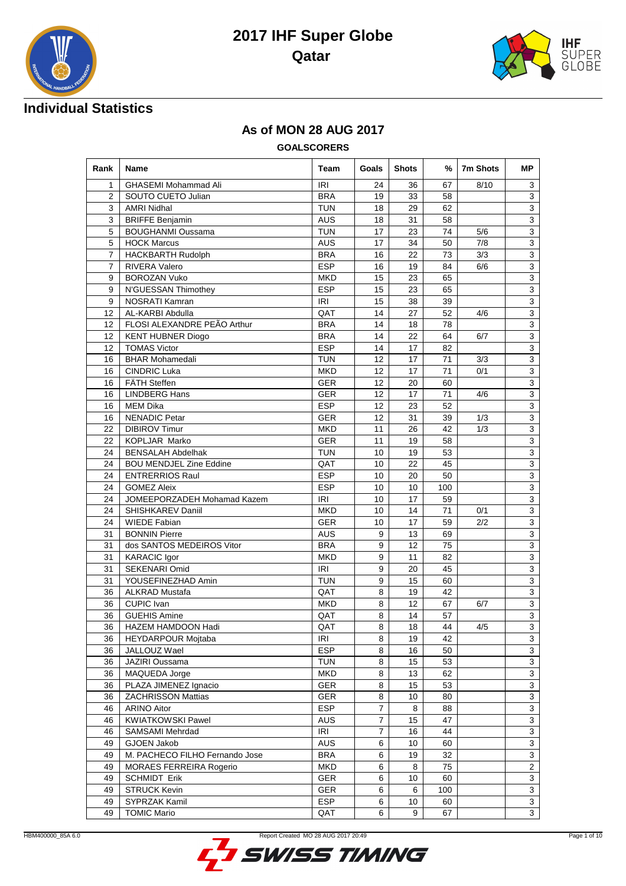# 2017 IHF Super Globe

## Qatar

## Individual Statistics

### As of MON 28 AUG 2017

**GOALSCORERS**

| Rank | Name | Team | Goals | Shots | % | 7m Shots | MP |
|---|---|---|---|---|---|---|---|
| 1 | GHASEMI Mohammad Ali | IRI | 24 | 36 | 67 | 8/10 | 3 |
| 2 | SOUTO CUETO Julian | BRA | 19 | 33 | 58 | | 3 |
| 3 | AMRI Nidhal | TUN | 18 | 29 | 62 | | 3 |
| 3 | BRIFFE Benjamin | AUS | 18 | 31 | 58 | | 3 |
| 5 | BOUGHANMI Oussama | TUN | 17 | 23 | 74 | 5/6 | 3 |
| 5 | HOCK Marcus | AUS | 17 | 34 | 50 | 7/8 | 3 |
| 7 | HACKBARTH Rudolph | BRA | 16 | 22 | 73 | 3/3 | 3 |
| 7 | RIVERA Valero | ESP | 16 | 19 | 84 | 6/6 | 3 |
| 9 | BOROZAN Vuko | MKD | 15 | 23 | 65 | | 3 |
| 9 | N'GUESSAN Thimothey | ESP | 15 | 23 | 65 | | 3 |
| 9 | NOSRATI Kamran | IRI | 15 | 38 | 39 | | 3 |
| 12 | AL-KARBI Abdulla | QAT | 14 | 27 | 52 | 4/6 | 3 |
| 12 | FLOSI ALEXANDRE PEÃO Arthur | BRA | 14 | 18 | 78 | | 3 |
| 12 | KENT HUBNER Diogo | BRA | 14 | 22 | 64 | 6/7 | 3 |
| 12 | TOMAS Victor | ESP | 14 | 17 | 82 | | 3 |
| 16 | BHAR Mohamedali | TUN | 12 | 17 | 71 | 3/3 | 3 |
| 16 | CINDRIC Luka | MKD | 12 | 17 | 71 | 0/1 | 3 |
| 16 | FÄTH Steffen | GER | 12 | 20 | 60 | | 3 |
| 16 | LINDBERG Hans | GER | 12 | 17 | 71 | 4/6 | 3 |
| 16 | MEM Dika | ESP | 12 | 23 | 52 | | 3 |
| 16 | NENADIC Petar | GER | 12 | 31 | 39 | 1/3 | 3 |
| 22 | DIBIROV Timur | MKD | 11 | 26 | 42 | 1/3 | 3 |
| 22 | KOPLJAR Marko | GER | 11 | 19 | 58 | | 3 |
| 24 | BENSALAH Abdelhak | TUN | 10 | 19 | 53 | | 3 |
| 24 | BOU MENDJEL Zine Eddine | QAT | 10 | 22 | 45 | | 3 |
| 24 | ENTERRIOS Raul | ESP | 10 | 20 | 50 | | 3 |
| 24 | GOMEZ Aleix | ESP | 10 | 10 | 100 | | 3 |
| 24 | JOMEEPORZADEH Mohamad Kazem | IRI | 10 | 17 | 59 | | 3 |
| 24 | SHISHKAREV Daniil | MKD | 10 | 14 | 71 | 0/1 | 3 |
| 24 | WIEDE Fabian | GER | 10 | 17 | 59 | 2/2 | 3 |
| 31 | BONNIN Pierre | AUS | 9 | 13 | 69 | | 3 |
| 31 | dos SANTOS MEDEIROS Vitor | BRA | 9 | 12 | 75 | | 3 |
| 31 | KARACIC Igor | MKD | 9 | 11 | 82 | | 3 |
| 31 | SEKENARI Omid | IRI | 9 | 20 | 45 | | 3 |
| 31 | YOUSEFINEZHAD Amin | TUN | 9 | 15 | 60 | | 3 |
| 36 | ALKRAD Mustafa | QAT | 8 | 19 | 42 | | 3 |
| 36 | CUPIC Ivan | MKD | 8 | 12 | 67 | 6/7 | 3 |
| 36 | GUEHIS Amine | QAT | 8 | 14 | 57 | | 3 |
| 36 | HAZEM HAMDOON Hadi | QAT | 8 | 18 | 44 | 4/5 | 3 |
| 36 | HEYDARPOUR Mojtaba | IRI | 8 | 19 | 42 | | 3 |
| 36 | JALLOUZ Wael | ESP | 8 | 16 | 50 | | 3 |
| 36 | JAZIRI Oussama | TUN | 8 | 15 | 53 | | 3 |
| 36 | MAQUEDA Jorge | MKD | 8 | 13 | 62 | | 3 |
| 36 | PLAZA JIMENEZ Ignacio | GER | 8 | 15 | 53 | | 3 |
| 36 | ZACHRISSON Mattias | GER | 8 | 10 | 80 | | 3 |
| 46 | ARINO Aitor | ESP | 7 | 8 | 88 | | 3 |
| 46 | KWIATKOWSKI Pawel | AUS | 7 | 15 | 47 | | 3 |
| 46 | SAMSAMI Mehrdad | IRI | 7 | 16 | 44 | | 3 |
| 49 | GJOEN Jakob | AUS | 6 | 10 | 60 | | 3 |
| 49 | M. PACHECO FILHO Fernando Jose | BRA | 6 | 19 | 32 | | 3 |
| 49 | MORAES FERREIRA Rogerio | MKD | 6 | 8 | 75 | | 2 |
| 49 | SCHMIDT Erik | GER | 6 | 10 | 60 | | 3 |
| 49 | STRUCK Kevin | GER | 6 | 6 | 100 | | 3 |
| 49 | SYPRZAK Kamil | ESP | 6 | 10 | 60 | | 3 |
| 49 | TOMIC Mario | QAT | 6 | 9 | 67 | | 3 |

HBM400000_85A 6.0 Report Created MO 28 AUG 2017 20:49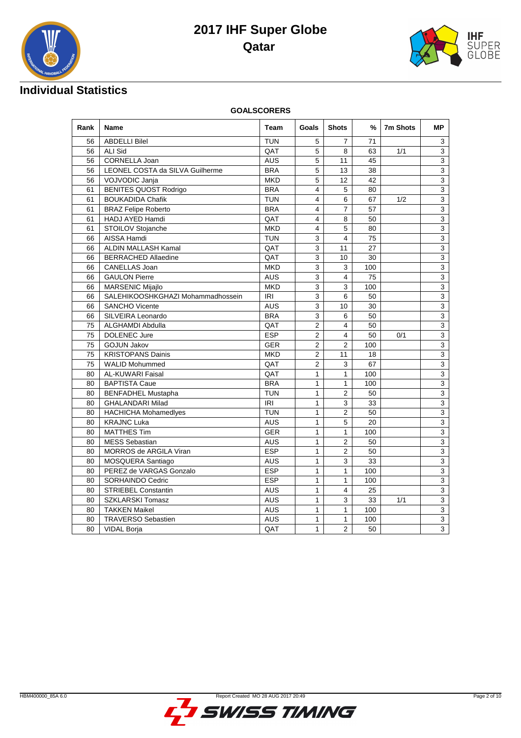# 2017 IHF Super Globe
## Qatar

## Individual Statistics

**GOALSCORERS**

| Rank | Name | Team | Goals | Shots | % | 7m Shots | MP |
|---|---|---|---|---|---|---|---|
| 56 | ABDELLI Bilel | TUN | 5 | 7 | 71 | | 3 |
| 56 | ALI Sid | QAT | 5 | 8 | 63 | 1/1 | 3 |
| 56 | CORNELLA Joan | AUS | 5 | 11 | 45 | | 3 |
| 56 | LEONEL COSTA da SILVA Guilherme | BRA | 5 | 13 | 38 | | 3 |
| 56 | VOJVODIC Janja | MKD | 5 | 12 | 42 | | 3 |
| 61 | BENITES QUOST Rodrigo | BRA | 4 | 5 | 80 | | 3 |
| 61 | BOUKADIDA Chafik | TUN | 4 | 6 | 67 | 1/2 | 3 |
| 61 | BRAZ Felipe Roberto | BRA | 4 | 7 | 57 | | 3 |
| 61 | HADJ AYED Hamdi | QAT | 4 | 8 | 50 | | 3 |
| 61 | STOILOV Stojanche | MKD | 4 | 5 | 80 | | 3 |
| 66 | AISSA Hamdi | TUN | 3 | 4 | 75 | | 3 |
| 66 | ALDIN MALLASH Kamal | QAT | 3 | 11 | 27 | | 3 |
| 66 | BERRACHED Allaedine | QAT | 3 | 10 | 30 | | 3 |
| 66 | CANELLAS Joan | MKD | 3 | 3 | 100 | | 3 |
| 66 | GAULON Pierre | AUS | 3 | 4 | 75 | | 3 |
| 66 | MARSENIC Mijajlo | MKD | 3 | 3 | 100 | | 3 |
| 66 | SALEHIKOOSHKGHAZI Mohammadhossein | IRI | 3 | 6 | 50 | | 3 |
| 66 | SANCHO Vicente | AUS | 3 | 10 | 30 | | 3 |
| 66 | SILVEIRA Leonardo | BRA | 3 | 6 | 50 | | 3 |
| 75 | ALGHAMDI Abdulla | QAT | 2 | 4 | 50 | | 3 |
| 75 | DOLENEC Jure | ESP | 2 | 4 | 50 | 0/1 | 3 |
| 75 | GOJUN Jakov | GER | 2 | 2 | 100 | | 3 |
| 75 | KRISTOPANS Dainis | MKD | 2 | 11 | 18 | | 3 |
| 75 | WALID Mohummed | QAT | 2 | 3 | 67 | | 3 |
| 80 | AL-KUWARI Faisal | QAT | 1 | 1 | 100 | | 3 |
| 80 | BAPTISTA Caue | BRA | 1 | 1 | 100 | | 3 |
| 80 | BENFADHEL Mustapha | TUN | 1 | 2 | 50 | | 3 |
| 80 | GHALANDARI Milad | IRI | 1 | 3 | 33 | | 3 |
| 80 | HACHICHA Mohamedlyes | TUN | 1 | 2 | 50 | | 3 |
| 80 | KRAJNC Luka | AUS | 1 | 5 | 20 | | 3 |
| 80 | MATTHES Tim | GER | 1 | 1 | 100 | | 3 |
| 80 | MESS Sebastian | AUS | 1 | 2 | 50 | | 3 |
| 80 | MORROS de ARGILA Viran | ESP | 1 | 2 | 50 | | 3 |
| 80 | MOSQUERA Santiago | AUS | 1 | 3 | 33 | | 3 |
| 80 | PEREZ de VARGAS Gonzalo | ESP | 1 | 1 | 100 | | 3 |
| 80 | SORHAINDO Cedric | ESP | 1 | 1 | 100 | | 3 |
| 80 | STRIEBEL Constantin | AUS | 1 | 4 | 25 | | 3 |
| 80 | SZKLARSKI Tomasz | AUS | 1 | 3 | 33 | 1/1 | 3 |
| 80 | TAKKEN Maikel | AUS | 1 | 1 | 100 | | 3 |
| 80 | TRAVERSO Sebastien | AUS | 1 | 1 | 100 | | 3 |
| 80 | VIDAL Borja | QAT | 1 | 2 | 50 | | 3 |

HBM400000_85A 6.0 Report Created MO 28 AUG 2017 20:49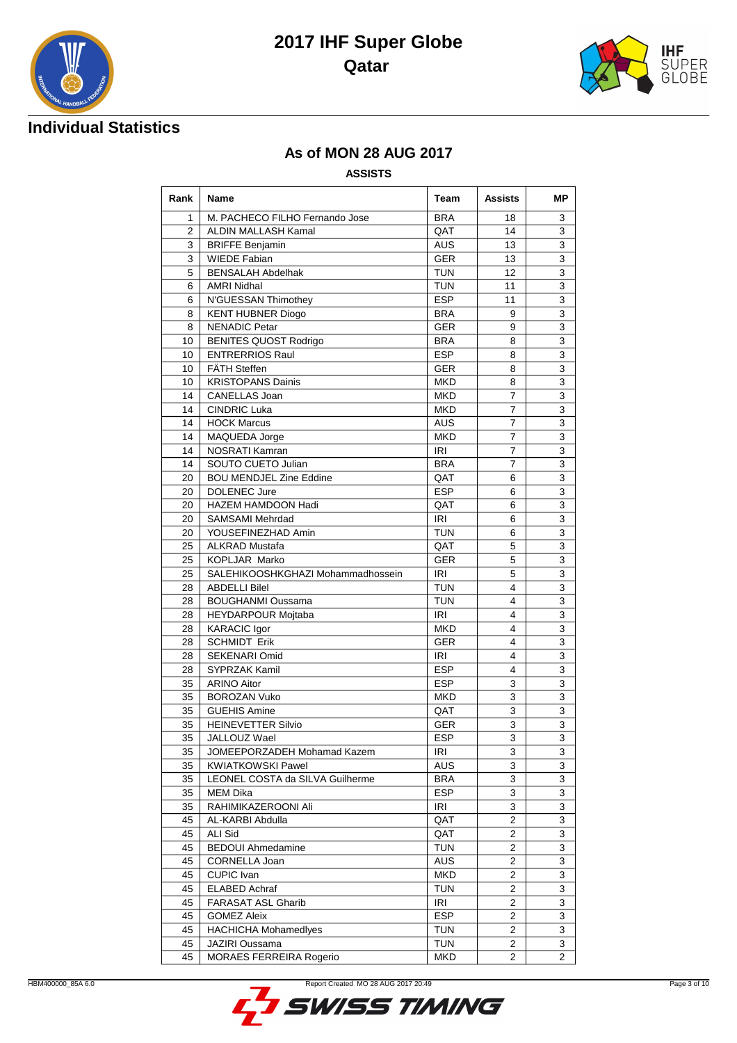# 2017 IHF Super Globe
# Qatar

## Individual Statistics

### As of MON 28 AUG 2017

**ASSISTS**

| Rank | Name | Team | Assists | MP |
|---|---|---|---|---|
| 1 | M. PACHECO FILHO Fernando Jose | BRA | 18 | 3 |
| 2 | ALDIN MALLASH Kamal | QAT | 14 | 3 |
| 3 | BRIFFE Benjamin | AUS | 13 | 3 |
| 3 | WIEDE Fabian | GER | 13 | 3 |
| 5 | BENSALAH Abdelhak | TUN | 12 | 3 |
| 6 | AMRI Nidhal | TUN | 11 | 3 |
| 6 | N'GUESSAN Thimothey | ESP | 11 | 3 |
| 8 | KENT HUBNER Diogo | BRA | 9 | 3 |
| 8 | NENADIC Petar | GER | 9 | 3 |
| 10 | BENITES QUOST Rodrigo | BRA | 8 | 3 |
| 10 | ENTRERRIOS Raul | ESP | 8 | 3 |
| 10 | FÄTH Steffen | GER | 8 | 3 |
| 10 | KRISTOPANS Dainis | MKD | 8 | 3 |
| 14 | CANELLAS Joan | MKD | 7 | 3 |
| 14 | CINDRIC Luka | MKD | 7 | 3 |
| 14 | HOCK Marcus | AUS | 7 | 3 |
| 14 | MAQUEDA Jorge | MKD | 7 | 3 |
| 14 | NOSRATI Kamran | IRI | 7 | 3 |
| 14 | SOUTO CUETO Julian | BRA | 7 | 3 |
| 20 | BOU MENDJEL Zine Eddine | QAT | 6 | 3 |
| 20 | DOLENEC Jure | ESP | 6 | 3 |
| 20 | HAZEM HAMDOON Hadi | QAT | 6 | 3 |
| 20 | SAMSAMI Mehrdad | IRI | 6 | 3 |
| 20 | YOUSEFINEZHAD Amin | TUN | 6 | 3 |
| 25 | ALKRAD Mustafa | QAT | 5 | 3 |
| 25 | KOPLJAR Marko | GER | 5 | 3 |
| 25 | SALEHIKOOSHKGHAZI Mohammadhossein | IRI | 5 | 3 |
| 28 | ABDELLI Bilel | TUN | 4 | 3 |
| 28 | BOUGHANMI Oussama | TUN | 4 | 3 |
| 28 | HEYDARPOUR Mojtaba | IRI | 4 | 3 |
| 28 | KARACIC Igor | MKD | 4 | 3 |
| 28 | SCHMIDT Erik | GER | 4 | 3 |
| 28 | SEKENARI Omid | IRI | 4 | 3 |
| 28 | SYPRZAK Kamil | ESP | 4 | 3 |
| 35 | ARINO Aitor | ESP | 3 | 3 |
| 35 | BOROZAN Vuko | MKD | 3 | 3 |
| 35 | GUEHIS Amine | QAT | 3 | 3 |
| 35 | HEINEVETTER Silvio | GER | 3 | 3 |
| 35 | JALLOUZ Wael | ESP | 3 | 3 |
| 35 | JOMEEPORZADEH Mohamad Kazem | IRI | 3 | 3 |
| 35 | KWIATKOWSKI Pawel | AUS | 3 | 3 |
| 35 | LEONEL COSTA da SILVA Guilherme | BRA | 3 | 3 |
| 35 | MEM Dika | ESP | 3 | 3 |
| 35 | RAHIMIKAZEROONI Ali | IRI | 3 | 3 |
| 45 | AL-KARBI Abdulla | QAT | 2 | 3 |
| 45 | ALI Sid | QAT | 2 | 3 |
| 45 | BEDOUI Ahmedamine | TUN | 2 | 3 |
| 45 | CORNELLA Joan | AUS | 2 | 3 |
| 45 | CUPIC Ivan | MKD | 2 | 3 |
| 45 | ELABED Achraf | TUN | 2 | 3 |
| 45 | FARASAT ASL Gharib | IRI | 2 | 3 |
| 45 | GOMEZ Aleix | ESP | 2 | 3 |
| 45 | HACHICHA Mohamedlyes | TUN | 2 | 3 |
| 45 | JAZIRI Oussama | TUN | 2 | 3 |
| 45 | MORAES FERREIRA Rogerio | MKD | 2 | 2 |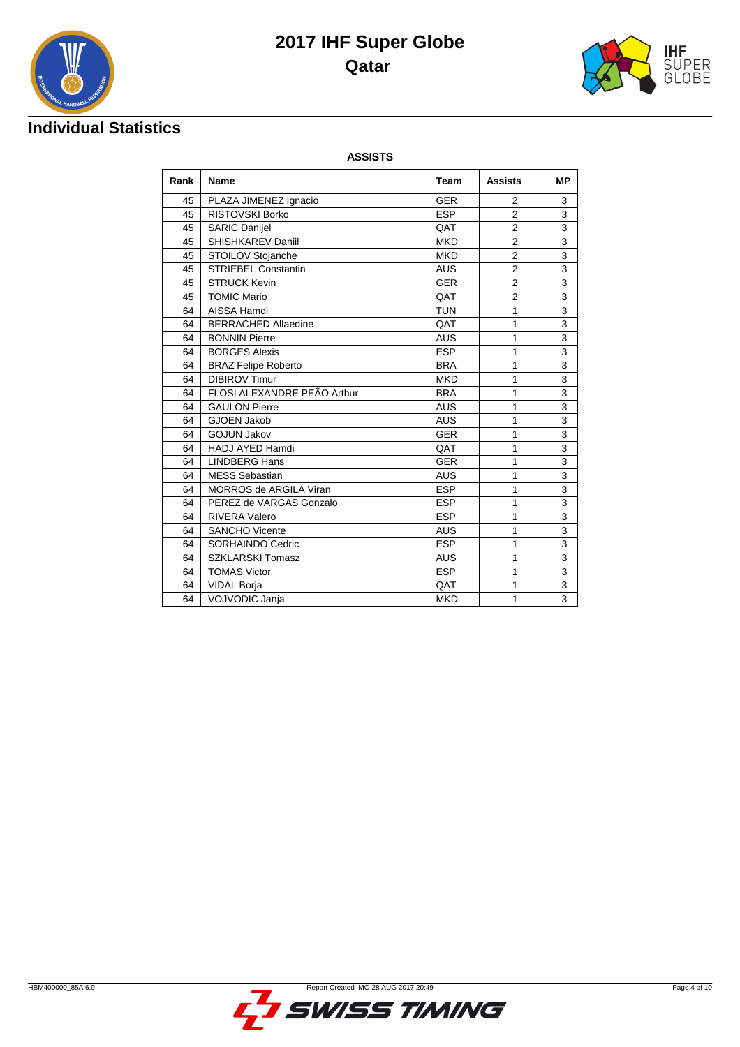# 2017 IHF Super Globe

## Qatar

## Individual Statistics

### ASSISTS

| Rank | Name | Team | Assists | MP |
|---|---|---|---|---|
| 45 | PLAZA JIMENEZ Ignacio | GER | 2 | 3 |
| 45 | RISTOVSKI Borko | ESP | 2 | 3 |
| 45 | SARIC Danijel | QAT | 2 | 3 |
| 45 | SHISHKAREV Daniil | MKD | 2 | 3 |
| 45 | STOILOV Stojanche | MKD | 2 | 3 |
| 45 | STRIEBEL Constantin | AUS | 2 | 3 |
| 45 | STRUCK Kevin | GER | 2 | 3 |
| 45 | TOMIC Mario | QAT | 2 | 3 |
| 64 | AISSA Hamdi | TUN | 1 | 3 |
| 64 | BERRACHED Allaedine | QAT | 1 | 3 |
| 64 | BONNIN Pierre | AUS | 1 | 3 |
| 64 | BORGES Alexis | ESP | 1 | 3 |
| 64 | BRAZ Felipe Roberto | BRA | 1 | 3 |
| 64 | DIBIROV Timur | MKD | 1 | 3 |
| 64 | FLOSI ALEXANDRE PEÃO Arthur | BRA | 1 | 3 |
| 64 | GAULON Pierre | AUS | 1 | 3 |
| 64 | GJOEN Jakob | AUS | 1 | 3 |
| 64 | GOJUN Jakov | GER | 1 | 3 |
| 64 | HADJ AYED Hamdi | QAT | 1 | 3 |
| 64 | LINDBERG Hans | GER | 1 | 3 |
| 64 | MESS Sebastian | AUS | 1 | 3 |
| 64 | MORROS de ARGILA Viran | ESP | 1 | 3 |
| 64 | PEREZ de VARGAS Gonzalo | ESP | 1 | 3 |
| 64 | RIVERA Valero | ESP | 1 | 3 |
| 64 | SANCHO Vicente | AUS | 1 | 3 |
| 64 | SORHAINDO Cedric | ESP | 1 | 3 |
| 64 | SZKLARSKI Tomasz | AUS | 1 | 3 |
| 64 | TOMAS Victor | ESP | 1 | 3 |
| 64 | VIDAL Borja | QAT | 1 | 3 |
| 64 | VOJVODIC Janja | MKD | 1 | 3 |

HBM400000_85A 6.0 Report Created MO 28 AUG 2017 20:49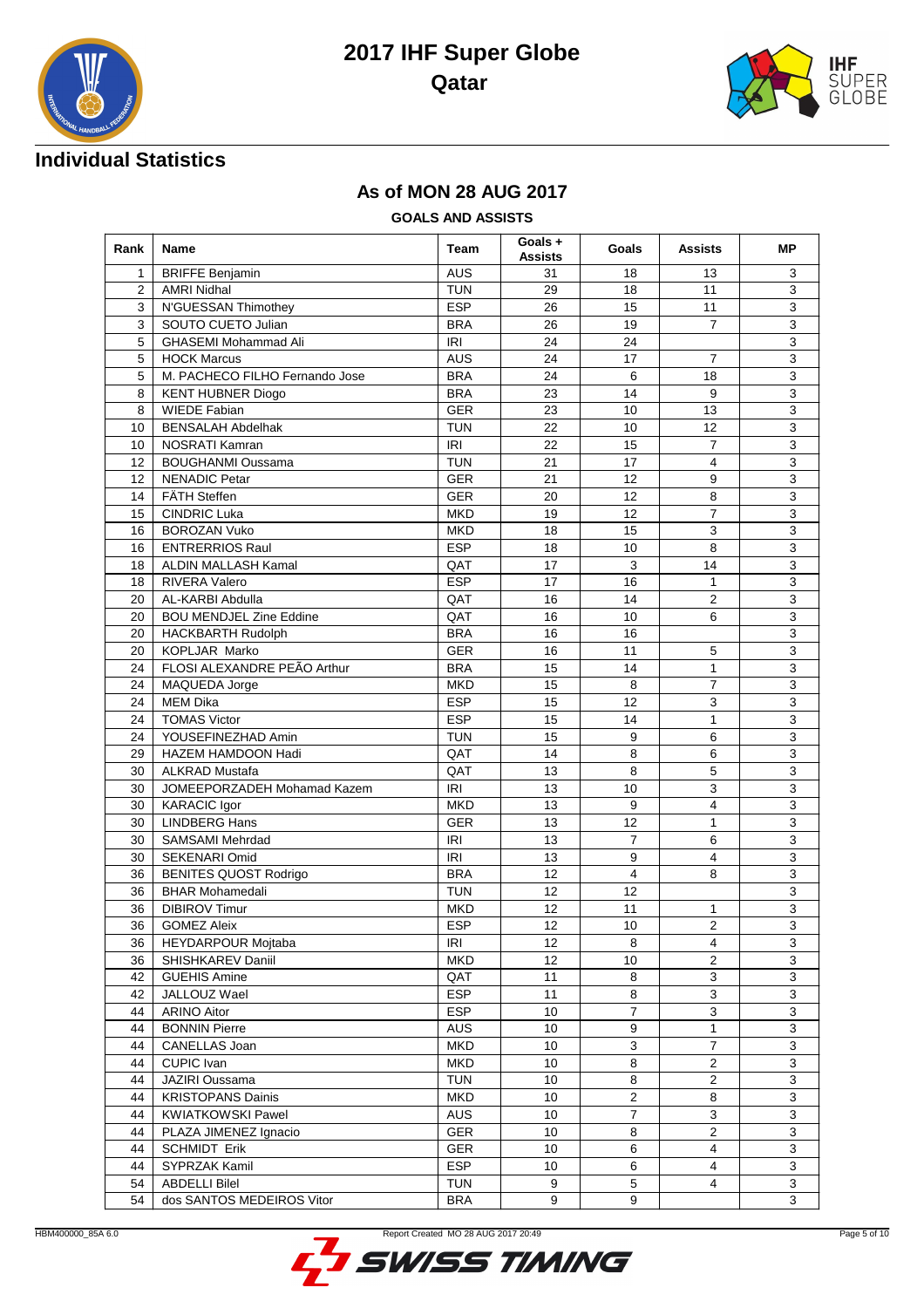# 2017 IHF Super Globe

## Qatar

### Individual Statistics

### As of MON 28 AUG 2017

**GOALS AND ASSISTS**

| Rank | Name | Team | Goals + Assists | Goals | Assists | MP |
|---|---|---|---|---|---|---|
| 1 | BRIFFE Benjamin | AUS | 31 | 18 | 13 | 3 |
| 2 | AMRI Nidhal | TUN | 29 | 18 | 11 | 3 |
| 3 | N'GUESSAN Thimothey | ESP | 26 | 15 | 11 | 3 |
| 3 | SOUTO CUETO Julian | BRA | 26 | 19 | 7 | 3 |
| 5 | GHASEMI Mohammad Ali | IRI | 24 | 24 | | 3 |
| 5 | HOCK Marcus | AUS | 24 | 17 | 7 | 3 |
| 5 | M. PACHECO FILHO Fernando Jose | BRA | 24 | 6 | 18 | 3 |
| 8 | KENT HUBNER Diogo | BRA | 23 | 14 | 9 | 3 |
| 8 | WIEDE Fabian | GER | 23 | 10 | 13 | 3 |
| 10 | BENSALAH Abdelhak | TUN | 22 | 10 | 12 | 3 |
| 10 | NOSRATI Kamran | IRI | 22 | 15 | 7 | 3 |
| 12 | BOUGHANMI Oussama | TUN | 21 | 17 | 4 | 3 |
| 12 | NENADIC Petar | GER | 21 | 12 | 9 | 3 |
| 14 | FÄTH Steffen | GER | 20 | 12 | 8 | 3 |
| 15 | CINDRIC Luka | MKD | 19 | 12 | 7 | 3 |
| 16 | BOROZAN Vuko | MKD | 18 | 15 | 3 | 3 |
| 16 | ENTRERRIOS Raul | ESP | 18 | 10 | 8 | 3 |
| 18 | ALDIN MALLASH Kamal | QAT | 17 | 3 | 14 | 3 |
| 18 | RIVERA Valero | ESP | 17 | 16 | 1 | 3 |
| 20 | AL-KARBI Abdulla | QAT | 16 | 14 | 2 | 3 |
| 20 | BOU MENDJEL Zine Eddine | QAT | 16 | 10 | 6 | 3 |
| 20 | HACKBARTH Rudolph | BRA | 16 | 16 | | 3 |
| 20 | KOPLJAR Marko | GER | 16 | 11 | 5 | 3 |
| 24 | FLOSI ALEXANDRE PEÃO Arthur | BRA | 15 | 14 | 1 | 3 |
| 24 | MAQUEDA Jorge | MKD | 15 | 8 | 7 | 3 |
| 24 | MEM Dika | ESP | 15 | 12 | 3 | 3 |
| 24 | TOMAS Victor | ESP | 15 | 14 | 1 | 3 |
| 24 | YOUSEFINEZHAD Amin | TUN | 15 | 9 | 6 | 3 |
| 29 | HAZEM HAMDOON Hadi | QAT | 14 | 8 | 6 | 3 |
| 30 | ALKRAD Mustafa | QAT | 13 | 8 | 5 | 3 |
| 30 | JOMEEPORZADEH Mohamad Kazem | IRI | 13 | 10 | 3 | 3 |
| 30 | KARACIC Igor | MKD | 13 | 9 | 4 | 3 |
| 30 | LINDBERG Hans | GER | 13 | 12 | 1 | 3 |
| 30 | SAMSAMI Mehrdad | IRI | 13 | 7 | 6 | 3 |
| 30 | SEKENARI Omid | IRI | 13 | 9 | 4 | 3 |
| 36 | BENITES QUOST Rodrigo | BRA | 12 | 4 | 8 | 3 |
| 36 | BHAR Mohamedali | TUN | 12 | 12 | | 3 |
| 36 | DIBIROV Timur | MKD | 12 | 11 | 1 | 3 |
| 36 | GOMEZ Aleix | ESP | 12 | 10 | 2 | 3 |
| 36 | HEYDARPOUR Mojtaba | IRI | 12 | 8 | 4 | 3 |
| 36 | SHISHKAREV Daniil | MKD | 12 | 10 | 2 | 3 |
| 42 | GUEHIS Amine | QAT | 11 | 8 | 3 | 3 |
| 42 | JALLOUZ Wael | ESP | 11 | 8 | 3 | 3 |
| 44 | ARINO Aitor | ESP | 10 | 7 | 3 | 3 |
| 44 | BONNIN Pierre | AUS | 10 | 9 | 1 | 3 |
| 44 | CANELLAS Joan | MKD | 10 | 3 | 7 | 3 |
| 44 | CUPIC Ivan | MKD | 10 | 8 | 2 | 3 |
| 44 | JAZIRI Oussama | TUN | 10 | 8 | 2 | 3 |
| 44 | KRISTOPANS Dainis | MKD | 10 | 2 | 8 | 3 |
| 44 | KWIATKOWSKI Pawel | AUS | 10 | 7 | 3 | 3 |
| 44 | PLAZA JIMENEZ Ignacio | GER | 10 | 8 | 2 | 3 |
| 44 | SCHMIDT Erik | GER | 10 | 6 | 4 | 3 |
| 44 | SYPRZAK Kamil | ESP | 10 | 6 | 4 | 3 |
| 54 | ABDELLI Bilel | TUN | 9 | 5 | 4 | 3 |
| 54 | dos SANTOS MEDEIROS Vitor | BRA | 9 | 9 | | 3 |

HBM400000_85A 6.0 Report Created MO 28 AUG 2017 20:49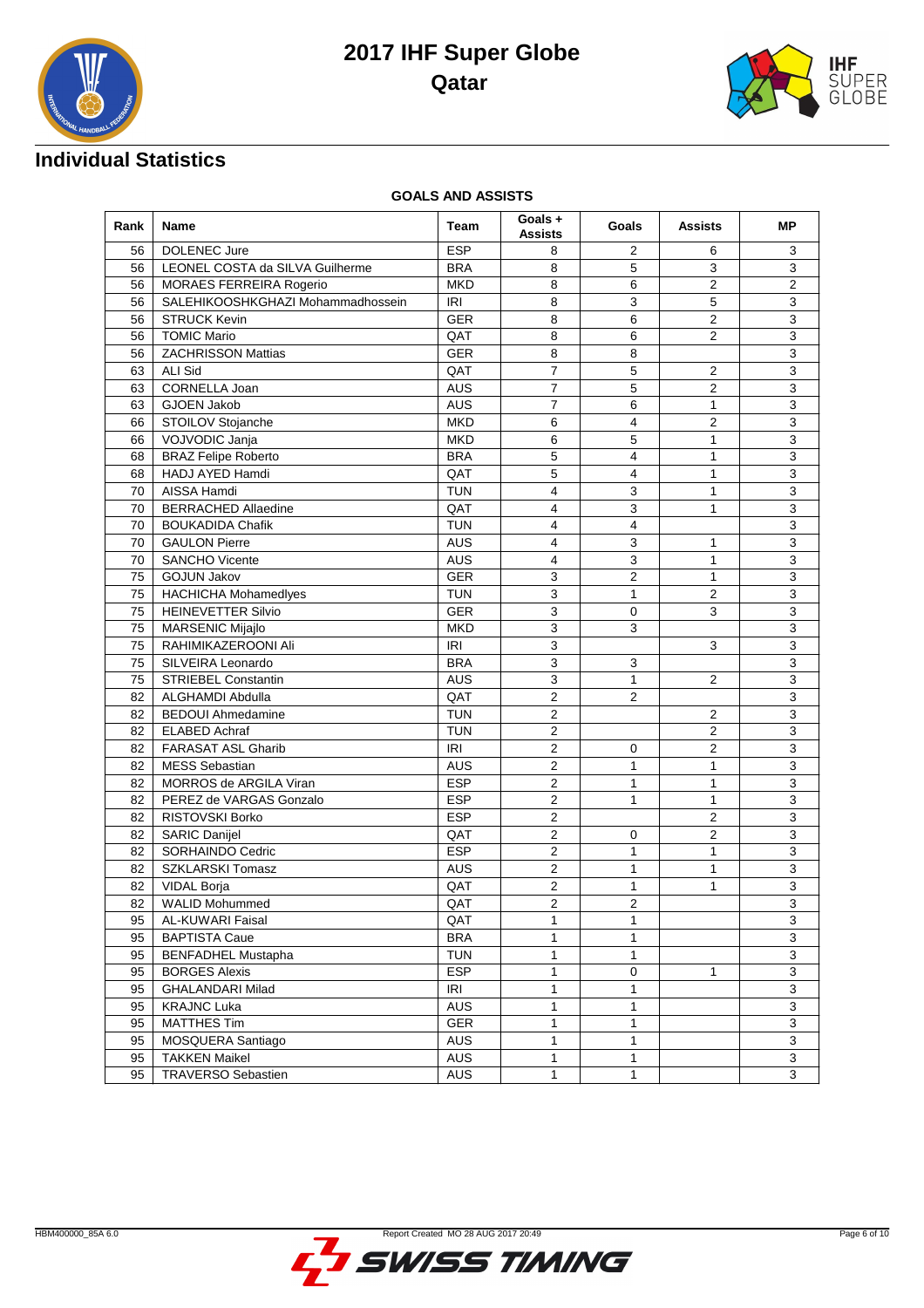# 2017 IHF Super Globe

## Qatar

## Individual Statistics

### GOALS AND ASSISTS

| Rank | Name | Team | Goals + Assists | Goals | Assists | MP |
|---|---|---|---|---|---|---|
| 56 | DOLENEC Jure | ESP | 8 | 2 | 6 | 3 |
| 56 | LEONEL COSTA da SILVA Guilherme | BRA | 8 | 5 | 3 | 3 |
| 56 | MORAES FERREIRA Rogerio | MKD | 8 | 6 | 2 | 2 |
| 56 | SALEHIKOOSHKGHAZI Mohammadhossein | IRI | 8 | 3 | 5 | 3 |
| 56 | STRUCK Kevin | GER | 8 | 6 | 2 | 3 |
| 56 | TOMIC Mario | QAT | 8 | 6 | 2 | 3 |
| 56 | ZACHRISSON Mattias | GER | 8 | 8 | | 3 |
| 63 | ALI Sid | QAT | 7 | 5 | 2 | 3 |
| 63 | CORNELLA Joan | AUS | 7 | 5 | 2 | 3 |
| 63 | GJOEN Jakob | AUS | 7 | 6 | 1 | 3 |
| 66 | STOILOV Stojanche | MKD | 6 | 4 | 2 | 3 |
| 66 | VOJVODIC Janja | MKD | 6 | 5 | 1 | 3 |
| 68 | BRAZ Felipe Roberto | BRA | 5 | 4 | 1 | 3 |
| 68 | HADJ AYED Hamdi | QAT | 5 | 4 | 1 | 3 |
| 70 | AISSA Hamdi | TUN | 4 | 3 | 1 | 3 |
| 70 | BERRACHED Allaedine | QAT | 4 | 3 | 1 | 3 |
| 70 | BOUKADIDA Chafik | TUN | 4 | 4 | | 3 |
| 70 | GAULON Pierre | AUS | 4 | 3 | 1 | 3 |
| 70 | SANCHO Vicente | AUS | 4 | 3 | 1 | 3 |
| 75 | GOJUN Jakov | GER | 3 | 2 | 1 | 3 |
| 75 | HACHICHA Mohamedlyes | TUN | 3 | 1 | 2 | 3 |
| 75 | HEINEVETTER Silvio | GER | 3 | 0 | 3 | 3 |
| 75 | MARSENIC Mijajlo | MKD | 3 | 3 | | 3 |
| 75 | RAHIMIKAZEROONI Ali | IRI | 3 | | 3 | 3 |
| 75 | SILVEIRA Leonardo | BRA | 3 | 3 | | 3 |
| 75 | STRIEBEL Constantin | AUS | 3 | 1 | 2 | 3 |
| 82 | ALGHAMDI Abdulla | QAT | 2 | 2 | | 3 |
| 82 | BEDOUI Ahmedamine | TUN | 2 | | 2 | 3 |
| 82 | ELABED Achraf | TUN | 2 | | 2 | 3 |
| 82 | FARASAT ASL Gharib | IRI | 2 | 0 | 2 | 3 |
| 82 | MESS Sebastian | AUS | 2 | 1 | 1 | 3 |
| 82 | MORROS de ARGILA Viran | ESP | 2 | 1 | 1 | 3 |
| 82 | PEREZ de VARGAS Gonzalo | ESP | 2 | 1 | 1 | 3 |
| 82 | RISTOVSKI Borko | ESP | 2 | | 2 | 3 |
| 82 | SARIC Danijel | QAT | 2 | 0 | 2 | 3 |
| 82 | SORHAINDO Cedric | ESP | 2 | 1 | 1 | 3 |
| 82 | SZKLARSKI Tomasz | AUS | 2 | 1 | 1 | 3 |
| 82 | VIDAL Borja | QAT | 2 | 1 | 1 | 3 |
| 82 | WALID Mohummed | QAT | 2 | 2 | | 3 |
| 95 | AL-KUWARI Faisal | QAT | 1 | 1 | | 3 |
| 95 | BAPTISTA Caue | BRA | 1 | 1 | | 3 |
| 95 | BENFADHEL Mustapha | TUN | 1 | 1 | | 3 |
| 95 | BORGES Alexis | ESP | 1 | 0 | 1 | 3 |
| 95 | GHALANDARI Milad | IRI | 1 | 1 | | 3 |
| 95 | KRAJNC Luka | AUS | 1 | 1 | | 3 |
| 95 | MATTHES Tim | GER | 1 | 1 | | 3 |
| 95 | MOSQUERA Santiago | AUS | 1 | 1 | | 3 |
| 95 | TAKKEN Maikel | AUS | 1 | 1 | | 3 |
| 95 | TRAVERSO Sebastien | AUS | 1 | 1 | | 3 |

HBM400000_85A 6.0 Report Created MO 28 AUG 2017 20:49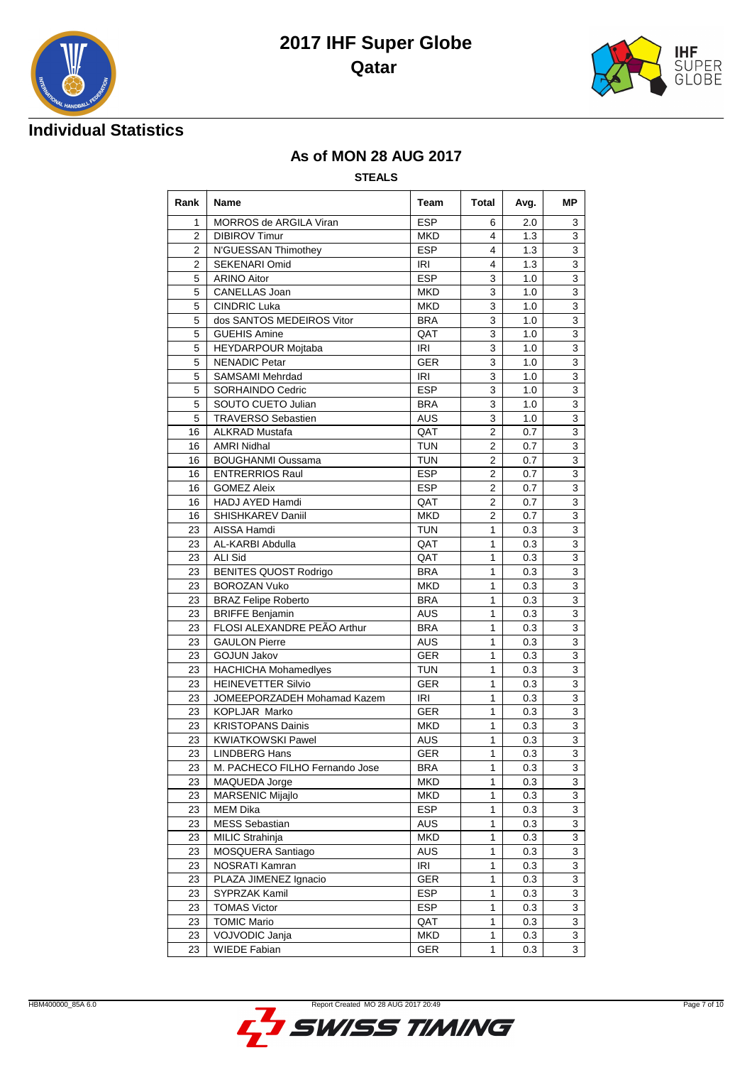# 2017 IHF Super Globe

## Qatar

## Individual Statistics

### As of MON 28 AUG 2017

**STEALS**

| Rank | Name | Team | Total | Avg. | MP |
|---|---|---|---|---|---|
| 1 | MORROS de ARGILA Viran | ESP | 6 | 2.0 | 3 |
| 2 | DIBIROV Timur | MKD | 4 | 1.3 | 3 |
| 2 | N'GUESSAN Thimothey | ESP | 4 | 1.3 | 3 |
| 2 | SEKENARI Omid | IRI | 4 | 1.3 | 3 |
| 5 | ARINO Aitor | ESP | 3 | 1.0 | 3 |
| 5 | CANELLAS Joan | MKD | 3 | 1.0 | 3 |
| 5 | CINDRIC Luka | MKD | 3 | 1.0 | 3 |
| 5 | dos SANTOS MEDEIROS Vitor | BRA | 3 | 1.0 | 3 |
| 5 | GUEHIS Amine | QAT | 3 | 1.0 | 3 |
| 5 | HEYDARPOUR Mojtaba | IRI | 3 | 1.0 | 3 |
| 5 | NENADIC Petar | GER | 3 | 1.0 | 3 |
| 5 | SAMSAMI Mehrdad | IRI | 3 | 1.0 | 3 |
| 5 | SORHAINDO Cedric | ESP | 3 | 1.0 | 3 |
| 5 | SOUTO CUETO Julian | BRA | 3 | 1.0 | 3 |
| 5 | TRAVERSO Sebastien | AUS | 3 | 1.0 | 3 |
| 16 | ALKRAD Mustafa | QAT | 2 | 0.7 | 3 |
| 16 | AMRI Nidhal | TUN | 2 | 0.7 | 3 |
| 16 | BOUGHANMI Oussama | TUN | 2 | 0.7 | 3 |
| 16 | ENTERRIOS Raul | ESP | 2 | 0.7 | 3 |
| 16 | GOMEZ Aleix | ESP | 2 | 0.7 | 3 |
| 16 | HADJ AYED Hamdi | QAT | 2 | 0.7 | 3 |
| 16 | SHISHKAREV Daniil | MKD | 2 | 0.7 | 3 |
| 23 | AISSA Hamdi | TUN | 1 | 0.3 | 3 |
| 23 | AL-KARBI Abdulla | QAT | 1 | 0.3 | 3 |
| 23 | ALI Sid | QAT | 1 | 0.3 | 3 |
| 23 | BENITES QUOST Rodrigo | BRA | 1 | 0.3 | 3 |
| 23 | BOROZAN Vuko | MKD | 1 | 0.3 | 3 |
| 23 | BRAZ Felipe Roberto | BRA | 1 | 0.3 | 3 |
| 23 | BRIFFE Benjamin | AUS | 1 | 0.3 | 3 |
| 23 | FLOSI ALEXANDRE PEÃO Arthur | BRA | 1 | 0.3 | 3 |
| 23 | GAULON Pierre | AUS | 1 | 0.3 | 3 |
| 23 | GOJUN Jakov | GER | 1 | 0.3 | 3 |
| 23 | HACHICHA Mohamedlyes | TUN | 1 | 0.3 | 3 |
| 23 | HEINEVETTER Silvio | GER | 1 | 0.3 | 3 |
| 23 | JOMEEPORZADEH Mohamad Kazem | IRI | 1 | 0.3 | 3 |
| 23 | KOPLJAR Marko | GER | 1 | 0.3 | 3 |
| 23 | KRISTOPANS Dainis | MKD | 1 | 0.3 | 3 |
| 23 | KWIATKOWSKI Pawel | AUS | 1 | 0.3 | 3 |
| 23 | LINDBERG Hans | GER | 1 | 0.3 | 3 |
| 23 | M. PACHECO FILHO Fernando Jose | BRA | 1 | 0.3 | 3 |
| 23 | MAQUEDA Jorge | MKD | 1 | 0.3 | 3 |
| 23 | MARSENIC Mijajlo | MKD | 1 | 0.3 | 3 |
| 23 | MEM Dika | ESP | 1 | 0.3 | 3 |
| 23 | MESS Sebastian | AUS | 1 | 0.3 | 3 |
| 23 | MILIC Strahinja | MKD | 1 | 0.3 | 3 |
| 23 | MOSQUERA Santiago | AUS | 1 | 0.3 | 3 |
| 23 | NOSRATI Kamran | IRI | 1 | 0.3 | 3 |
| 23 | PLAZA JIMENEZ Ignacio | GER | 1 | 0.3 | 3 |
| 23 | SYPRZAK Kamil | ESP | 1 | 0.3 | 3 |
| 23 | TOMAS Victor | ESP | 1 | 0.3 | 3 |
| 23 | TOMIC Mario | QAT | 1 | 0.3 | 3 |
| 23 | VOJVODIC Janja | MKD | 1 | 0.3 | 3 |
| 23 | WIEDE Fabian | GER | 1 | 0.3 | 3 |

HBM400000_85A 6.0 Report Created MO 28 AUG 2017 20:49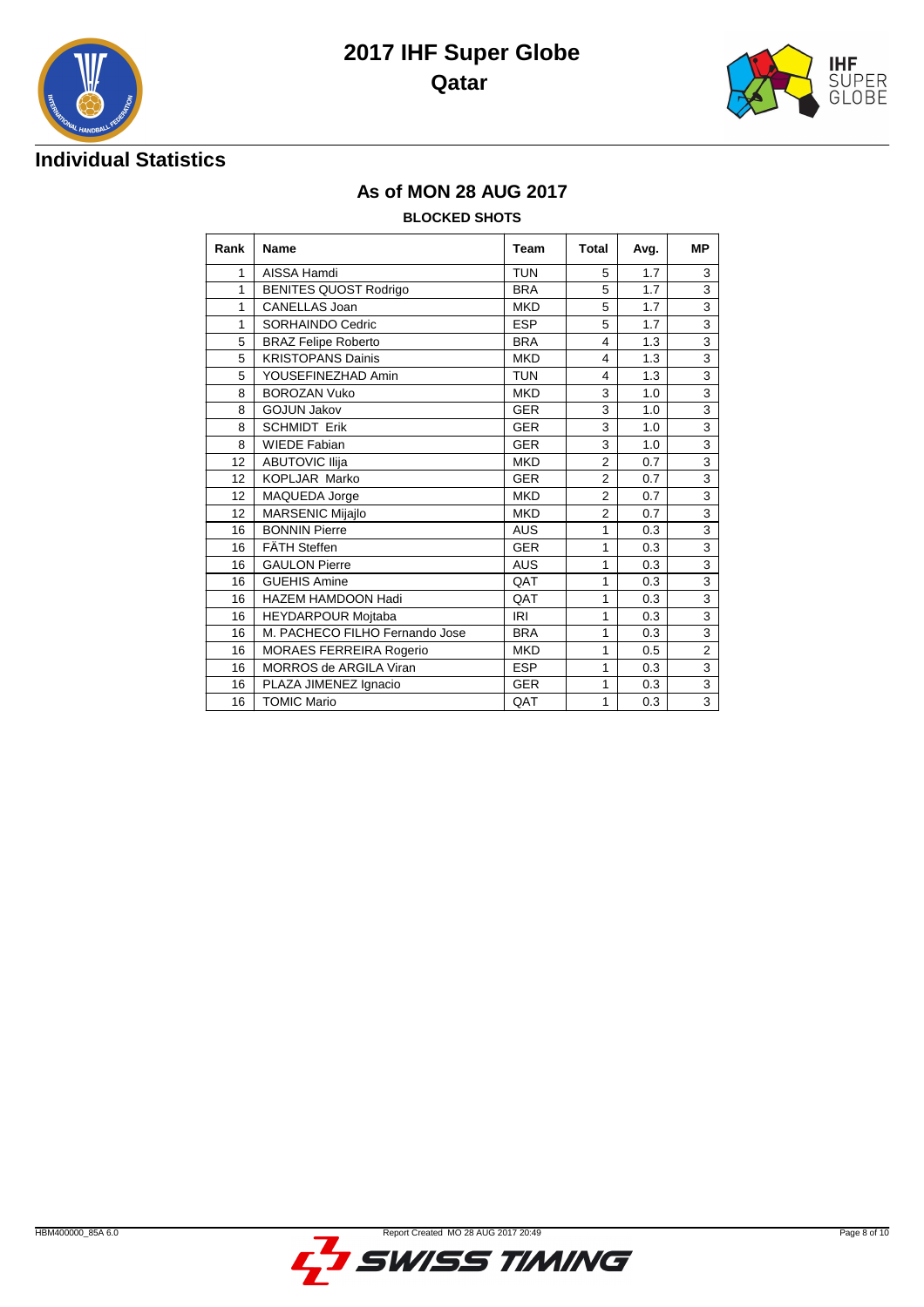# 2017 IHF Super Globe

## Qatar

### Individual Statistics

## As of MON 28 AUG 2017

**BLOCKED SHOTS**

| Rank | Name | Team | Total | Avg. | MP |
|---|---|---|---|---|---|
| 1 | AISSA Hamdi | TUN | 5 | 1.7 | 3 |
| 1 | BENITES QUOST Rodrigo | BRA | 5 | 1.7 | 3 |
| 1 | CANELLAS Joan | MKD | 5 | 1.7 | 3 |
| 1 | SORHAINDO Cedric | ESP | 5 | 1.7 | 3 |
| 5 | BRAZ Felipe Roberto | BRA | 4 | 1.3 | 3 |
| 5 | KRISTOPANS Dainis | MKD | 4 | 1.3 | 3 |
| 5 | YOUSEFINEZHAD Amin | TUN | 4 | 1.3 | 3 |
| 8 | BOROZAN Vuko | MKD | 3 | 1.0 | 3 |
| 8 | GOJUN Jakov | GER | 3 | 1.0 | 3 |
| 8 | SCHMIDT Erik | GER | 3 | 1.0 | 3 |
| 8 | WIEDE Fabian | GER | 3 | 1.0 | 3 |
| 12 | ABUTOVIC Ilija | MKD | 2 | 0.7 | 3 |
| 12 | KOPLJAR Marko | GER | 2 | 0.7 | 3 |
| 12 | MAQUEDA Jorge | MKD | 2 | 0.7 | 3 |
| 12 | MARSENIC Mijajlo | MKD | 2 | 0.7 | 3 |
| 16 | BONNIN Pierre | AUS | 1 | 0.3 | 3 |
| 16 | FÄTH Steffen | GER | 1 | 0.3 | 3 |
| 16 | GAULON Pierre | AUS | 1 | 0.3 | 3 |
| 16 | GUEHIS Amine | QAT | 1 | 0.3 | 3 |
| 16 | HAZEM HAMDOON Hadi | QAT | 1 | 0.3 | 3 |
| 16 | HEYDARPOUR Mojtaba | IRI | 1 | 0.3 | 3 |
| 16 | M. PACHECO FILHO Fernando Jose | BRA | 1 | 0.3 | 3 |
| 16 | MORAES FERREIRA Rogerio | MKD | 1 | 0.5 | 2 |
| 16 | MORROS de ARGILA Viran | ESP | 1 | 0.3 | 3 |
| 16 | PLAZA JIMENEZ Ignacio | GER | 1 | 0.3 | 3 |
| 16 | TOMIC Mario | QAT | 1 | 0.3 | 3 |

HBM400000_85A 6.0 Report Created MO 28 AUG 2017 20:49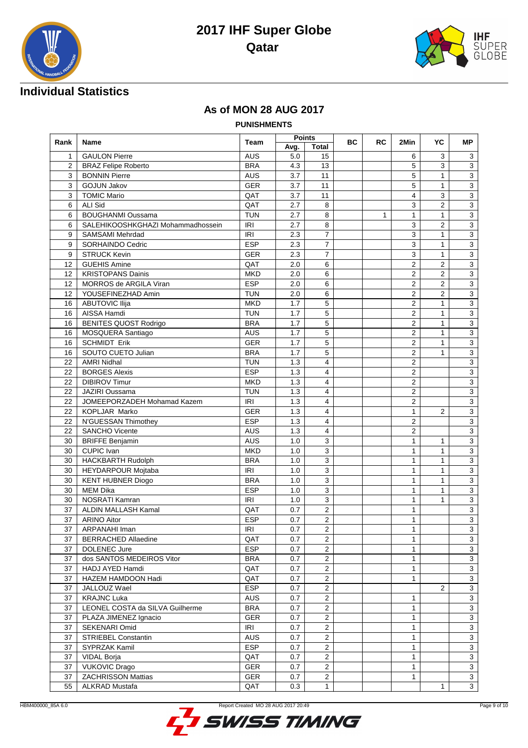# 2017 IHF Super Globe

## Qatar

### Individual Statistics

### As of MON 28 AUG 2017

**PUNISHMENTS**

| Rank | Name | Team | Points | | BC | RC | 2Min | YC | MP |
|---|---|---|---|---|---|---|---|---|---|
| | | | Avg. | Total | | | | | |
| 1 | GAULON Pierre | AUS | 5.0 | 15 | | | 6 | 3 | 3 |
| 2 | BRAZ Felipe Roberto | BRA | 4.3 | 13 | | | 5 | 3 | 3 |
| 3 | BONNIN Pierre | AUS | 3.7 | 11 | | | 5 | 1 | 3 |
| 3 | GOJUN Jakov | GER | 3.7 | 11 | | | 5 | 1 | 3 |
| 3 | TOMIC Mario | QAT | 3.7 | 11 | | | 4 | 3 | 3 |
| 6 | ALI Sid | QAT | 2.7 | 8 | | | 3 | 2 | 3 |
| 6 | BOUGHANMI Oussama | TUN | 2.7 | 8 | | 1 | 1 | 1 | 3 |
| 6 | SALEHIKOOSHKGHAZI Mohammadhossein | IRI | 2.7 | 8 | | | 3 | 2 | 3 |
| 9 | SAMSAMI Mehrdad | IRI | 2.3 | 7 | | | 3 | 1 | 3 |
| 9 | SORHAINDO Cedric | ESP | 2.3 | 7 | | | 3 | 1 | 3 |
| 9 | STRUCK Kevin | GER | 2.3 | 7 | | | 3 | 1 | 3 |
| 12 | GUEHIS Amine | QAT | 2.0 | 6 | | | 2 | 2 | 3 |
| 12 | KRISTOPANS Dainis | MKD | 2.0 | 6 | | | 2 | 2 | 3 |
| 12 | MORROS de ARGILA Viran | ESP | 2.0 | 6 | | | 2 | 2 | 3 |
| 12 | YOUSEFINEZHAD Amin | TUN | 2.0 | 6 | | | 2 | 2 | 3 |
| 16 | ABUTOVIC Ilija | MKD | 1.7 | 5 | | | 2 | 1 | 3 |
| 16 | AISSA Hamdi | TUN | 1.7 | 5 | | | 2 | 1 | 3 |
| 16 | BENITES QUOST Rodrigo | BRA | 1.7 | 5 | | | 2 | 1 | 3 |
| 16 | MOSQUERA Santiago | AUS | 1.7 | 5 | | | 2 | 1 | 3 |
| 16 | SCHMIDT Erik | GER | 1.7 | 5 | | | 2 | 1 | 3 |
| 16 | SOUTO CUETO Julian | BRA | 1.7 | 5 | | | 2 | 1 | 3 |
| 22 | AMRI Nidhal | TUN | 1.3 | 4 | | | 2 | | 3 |
| 22 | BORGES Alexis | ESP | 1.3 | 4 | | | 2 | | 3 |
| 22 | DIBIROV Timur | MKD | 1.3 | 4 | | | 2 | | 3 |
| 22 | JAZIRI Oussama | TUN | 1.3 | 4 | | | 2 | | 3 |
| 22 | JOMEEPORZADEH Mohamad Kazem | IRI | 1.3 | 4 | | | 2 | | 3 |
| 22 | KOPLJAR Marko | GER | 1.3 | 4 | | | 1 | 2 | 3 |
| 22 | N'GUESSAN Thimothey | ESP | 1.3 | 4 | | | 2 | | 3 |
| 22 | SANCHO Vicente | AUS | 1.3 | 4 | | | 2 | | 3 |
| 30 | BRIFFE Benjamin | AUS | 1.0 | 3 | | | 1 | 1 | 3 |
| 30 | CUPIC Ivan | MKD | 1.0 | 3 | | | 1 | 1 | 3 |
| 30 | HACKBARTH Rudolph | BRA | 1.0 | 3 | | | 1 | 1 | 3 |
| 30 | HEYDARPOUR Mojtaba | IRI | 1.0 | 3 | | | 1 | 1 | 3 |
| 30 | KENT HUBNER Diogo | BRA | 1.0 | 3 | | | 1 | 1 | 3 |
| 30 | MEM Dika | ESP | 1.0 | 3 | | | 1 | 1 | 3 |
| 30 | NOSRATI Kamran | IRI | 1.0 | 3 | | | 1 | 1 | 3 |
| 37 | ALDIN MALLASH Kamal | QAT | 0.7 | 2 | | | 1 | | 3 |
| 37 | ARINO Aitor | ESP | 0.7 | 2 | | | 1 | | 3 |
| 37 | ARPANAHI Iman | IRI | 0.7 | 2 | | | 1 | | 3 |
| 37 | BERRACHED Allaedine | QAT | 0.7 | 2 | | | 1 | | 3 |
| 37 | DOLENEC Jure | ESP | 0.7 | 2 | | | 1 | | 3 |
| 37 | dos SANTOS MEDEIROS Vitor | BRA | 0.7 | 2 | | | 1 | | 3 |
| 37 | HADJ AYED Hamdi | QAT | 0.7 | 2 | | | 1 | | 3 |
| 37 | HAZEM HAMDOON Hadi | QAT | 0.7 | 2 | | | 1 | | 3 |
| 37 | JALLOUZ Wael | ESP | 0.7 | 2 | | | | 2 | 3 |
| 37 | KRAJNC Luka | AUS | 0.7 | 2 | | | 1 | | 3 |
| 37 | LEONEL COSTA da SILVA Guilherme | BRA | 0.7 | 2 | | | 1 | | 3 |
| 37 | PLAZA JIMENEZ Ignacio | GER | 0.7 | 2 | | | 1 | | 3 |
| 37 | SEKENARI Omid | IRI | 0.7 | 2 | | | 1 | | 3 |
| 37 | STRIEBEL Constantin | AUS | 0.7 | 2 | | | 1 | | 3 |
| 37 | SYPRZAK Kamil | ESP | 0.7 | 2 | | | 1 | | 3 |
| 37 | VIDAL Borja | QAT | 0.7 | 2 | | | 1 | | 3 |
| 37 | VUKOVIC Drago | GER | 0.7 | 2 | | | 1 | | 3 |
| 37 | ZACHRISSON Mattias | GER | 0.7 | 2 | | | 1 | | 3 |
| 55 | ALKRAD Mustafa | QAT | 0.3 | 1 | | | | 1 | 3 |

HBM400000_85A 6.0 Report Created MO 28 AUG 2017 20:49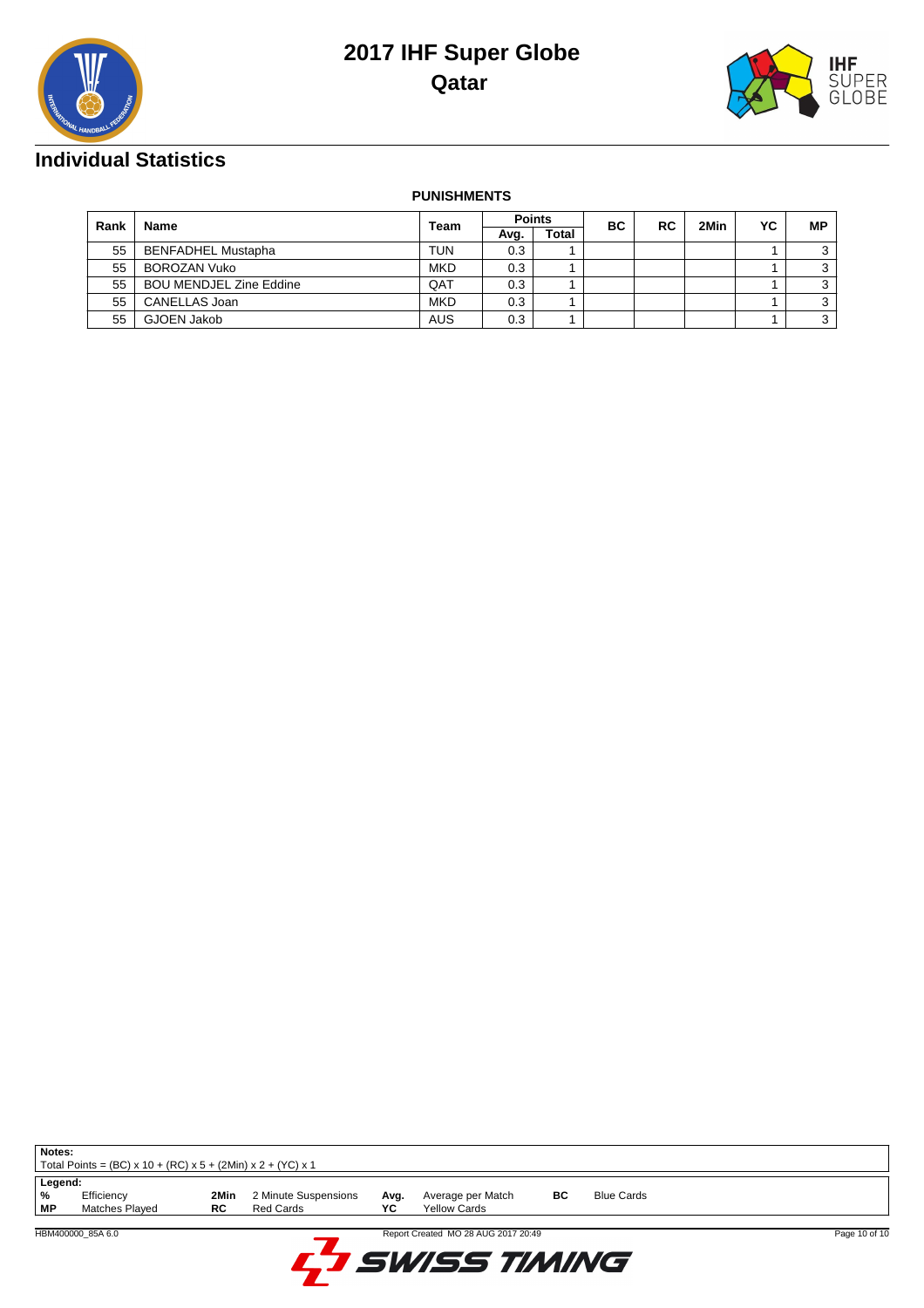# 2017 IHF Super Globe
## Qatar

## Individual Statistics

### PUNISHMENTS

| Rank | Name | Team | Points | | BC | RC | 2Min | YC | MP |
|---|---|---|---|---|---|---|---|---|---|
| | | | Avg. | Total | | | | | |
| 55 | BENFADHEL Mustapha | TUN | 0.3 | 1 | | | | 1 | 3 |
| 55 | BOROZAN Vuko | MKD | 0.3 | 1 | | | | 1 | 3 |
| 55 | BOU MENDJEL Zine Eddine | QAT | 0.3 | 1 | | | | 1 | 3 |
| 55 | CANELLAS Joan | MKD | 0.3 | 1 | | | | 1 | 3 |
| 55 | GJOEN Jakob | AUS | 0.3 | 1 | | | | 1 | 3 |

**Notes:**
Total Points = (BC) x 10 + (RC) x 5 + (2Min) x 2 + (YC) x 1

**Legend:**

| | | | | | | | |
|---|---|---|---|---|---|---|---|
| **%** | Efficiency | **2Min** | 2 Minute Suspensions | **Avg.** | Average per Match | **BC** | Blue Cards |
| **MP** | Matches Played | **RC** | Red Cards | **YC** | Yellow Cards | | |

HBM400000_85A 6.0 — Report Created MO 28 AUG 2017 20:49